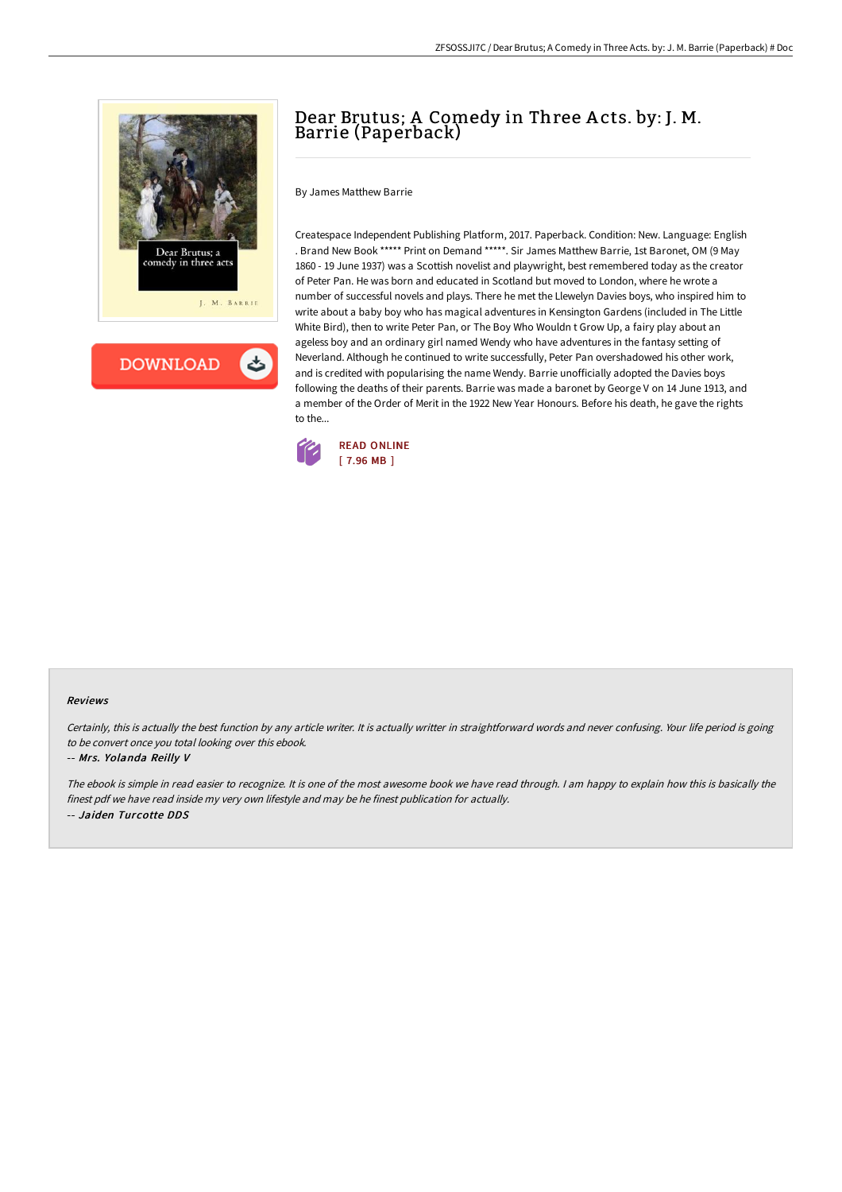# Dear Brutus; A Comedy in Three Acts. by: J. M. Barrie (Paperback)

By James Matthew Barrie

Createspace Independent Publishing Platform, 2017. Paperback. Condition: New. Language: English . Brand New Book ***** Print on Demand *****. Sir James Matthew Barrie, 1st Baronet, OM (9 May 1860 - 19 June 1937) was a Scottish novelist and playwright, best remembered today as the creator of Peter Pan. He was born and educated in Scotland but moved to London, where he wrote a number of successful novels and plays. There he met the Llewelyn Davies boys, who inspired him to write about a baby boy who has magical adventures in Kensington Gardens (included in The Little White Bird), then to write Peter Pan, or The Boy Who Wouldn t Grow Up, a fairy play about an ageless boy and an ordinary girl named Wendy who have adventures in the fantasy setting of Neverland. Although he continued to write successfully, Peter Pan overshadowed his other work, and is credited with popularising the name Wendy. Barrie unofficially adopted the Davies boys following the deaths of their parents. Barrie was made a baronet by George V on 14 June 1913, and a member of the Order of Merit in the 1922 New Year Honours. Before his death, he gave the rights to the...

READ ONLINE
[ 7.96 MB ]

### Reviews

*Certainly, this is actually the best function by any article writer. It is actually writter in straightforward words and never confusing. Your life period is going to be convert once you total looking over this ebook.*

*-- Mrs. Yolanda Reilly V*

*The ebook is simple in read easier to recognize. It is one of the most awesome book we have read through. I am happy to explain how this is basically the finest pdf we have read inside my very own lifestyle and may be he finest publication for actually.*

*-- Jaiden Turcotte DDS*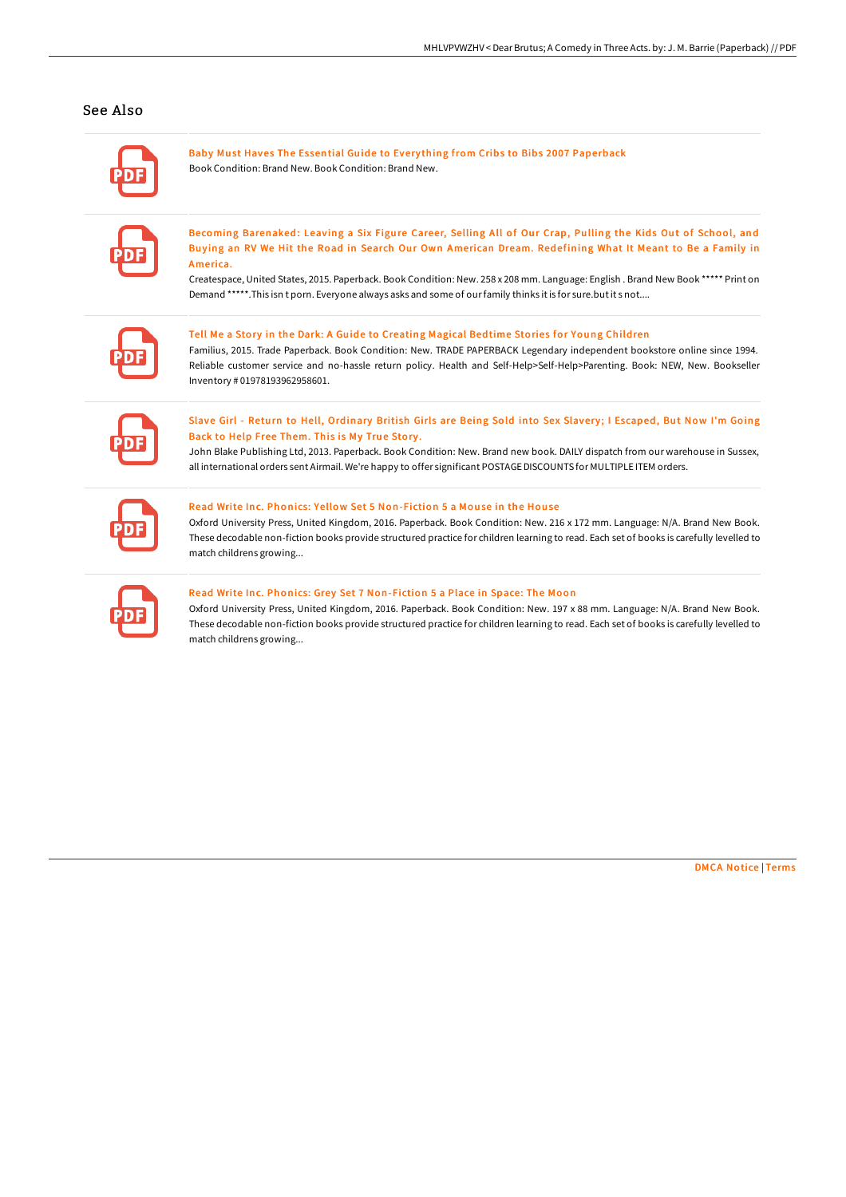## See Also

**Baby Must Haves The Essential Guide to Everything from Cribs to Bibs 2007 Paperback**

Book Condition: Brand New. Book Condition: Brand New.

**Becoming Barenaked: Leaving a Six Figure Career, Selling All of Our Crap, Pulling the Kids Out of School, and Buying an RV We Hit the Road in Search Our Own American Dream. Redefining What It Meant to Be a Family in America.**

Createspace, United States, 2015. Paperback. Book Condition: New. 258 x 208 mm. Language: English . Brand New Book ***** Print on Demand *****.This isn t porn. Everyone always asks and some of our family thinks it is for sure.but it s not....

**Tell Me a Story in the Dark: A Guide to Creating Magical Bedtime Stories for Young Children**

Familius, 2015. Trade Paperback. Book Condition: New. TRADE PAPERBACK Legendary independent bookstore online since 1994. Reliable customer service and no-hassle return policy. Health and Self-Help>Self-Help>Parenting. Book: NEW, New. Bookseller Inventory # 01978193962958601.

**Slave Girl - Return to Hell, Ordinary British Girls are Being Sold into Sex Slavery; I Escaped, But Now I'm Going Back to Help Free Them. This is My True Story.**

John Blake Publishing Ltd, 2013. Paperback. Book Condition: New. Brand new book. DAILY dispatch from our warehouse in Sussex, all international orders sent Airmail. We're happy to offer significant POSTAGE DISCOUNTS for MULTIPLE ITEM orders.

**Read Write Inc. Phonics: Yellow Set 5 Non-Fiction 5 a Mouse in the House**

Oxford University Press, United Kingdom, 2016. Paperback. Book Condition: New. 216 x 172 mm. Language: N/A. Brand New Book. These decodable non-fiction books provide structured practice for children learning to read. Each set of books is carefully levelled to match childrens growing...

**Read Write Inc. Phonics: Grey Set 7 Non-Fiction 5 a Place in Space: The Moon**

Oxford University Press, United Kingdom, 2016. Paperback. Book Condition: New. 197 x 88 mm. Language: N/A. Brand New Book. These decodable non-fiction books provide structured practice for children learning to read. Each set of books is carefully levelled to match childrens growing...